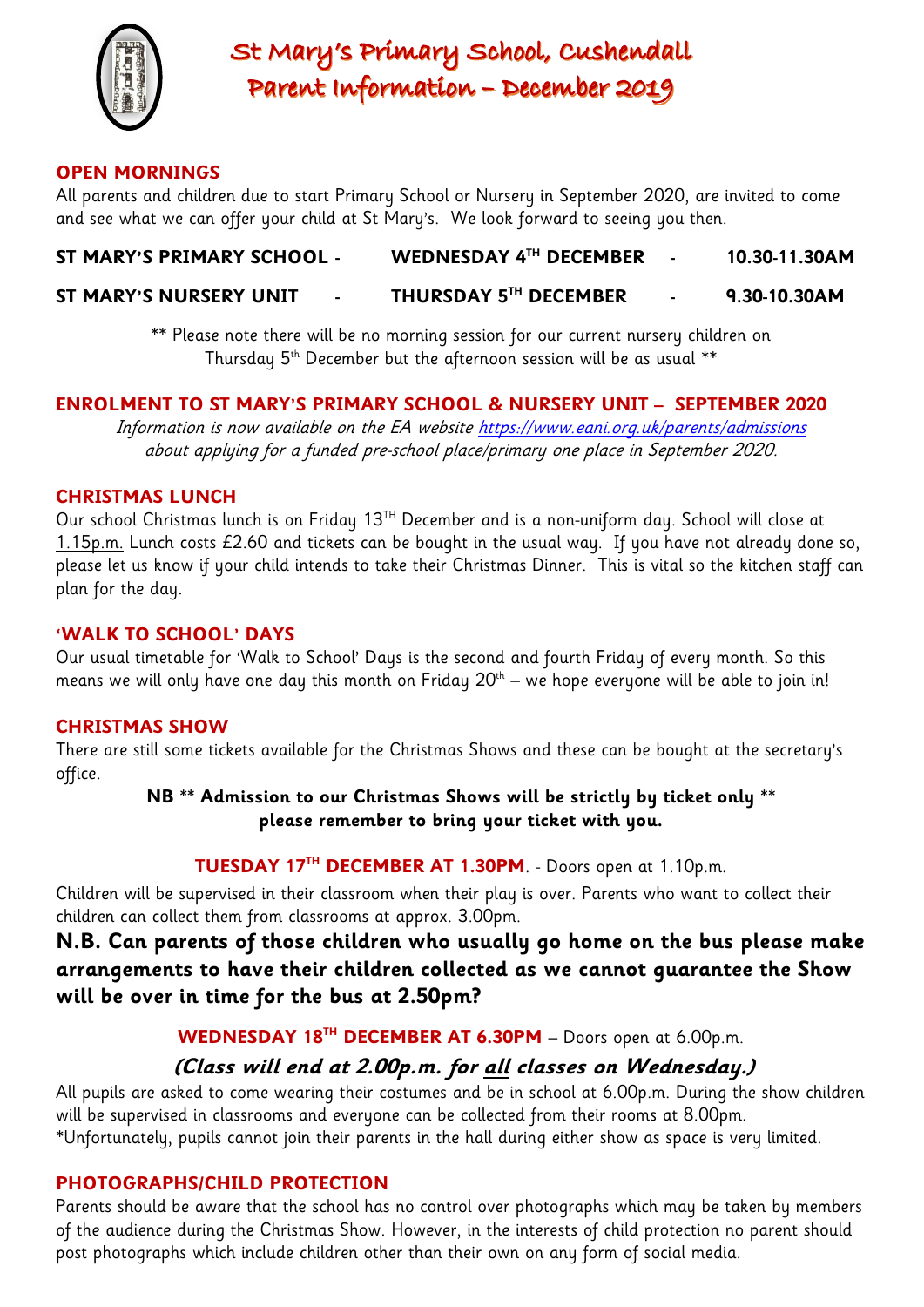# St Mary's Primary School, Cushendall
# Parent Information – December 2019

## OPEN MORNINGS

All parents and children due to start Primary School or Nursery in September 2020, are invited to come and see what we can offer your child at St Mary's. We look forward to seeing you then.

| | | |
|---|---|---|
| **ST MARY'S PRIMARY SCHOOL** - | **WEDNESDAY 4TH DECEMBER** - | **10.30-11.30AM** |
| **ST MARY'S NURSERY UNIT** - | **THURSDAY 5TH DECEMBER** - | **9.30-10.30AM** |

** Please note there will be no morning session for our current nursery children on Thursday 5th December but the afternoon session will be as usual **

## ENROLMENT TO ST MARY'S PRIMARY SCHOOL & NURSERY UNIT – SEPTEMBER 2020

*Information is now available on the EA website https://www.eani.org.uk/parents/admissions about applying for a funded pre-school place/primary one place in September 2020.*

## CHRISTMAS LUNCH

Our school Christmas lunch is on Friday 13TH December and is a non-uniform day. School will close at 1.15p.m. Lunch costs £2.60 and tickets can be bought in the usual way. If you have not already done so, please let us know if your child intends to take their Christmas Dinner. This is vital so the kitchen staff can plan for the day.

## 'WALK TO SCHOOL' DAYS

Our usual timetable for 'Walk to School' Days is the second and fourth Friday of every month. So this means we will only have one day this month on Friday 20th – we hope everyone will be able to join in!

## CHRISTMAS SHOW

There are still some tickets available for the Christmas Shows and these can be bought at the secretary's office.

**NB ** Admission to our Christmas Shows will be strictly by ticket only ** please remember to bring your ticket with you.**

**TUESDAY 17TH DECEMBER AT 1.30PM**. - Doors open at 1.10p.m.

Children will be supervised in their classroom when their play is over. Parents who want to collect their children can collect them from classrooms at approx. 3.00pm.

**N.B. Can parents of those children who usually go home on the bus please make arrangements to have their children collected as we cannot guarantee the Show will be over in time for the bus at 2.50pm?**

**WEDNESDAY 18TH DECEMBER AT 6.30PM** – Doors open at 6.00p.m.

***(Class will end at 2.00p.m. for all classes on Wednesday.)***

All pupils are asked to come wearing their costumes and be in school at 6.00p.m. During the show children will be supervised in classrooms and everyone can be collected from their rooms at 8.00pm.
*Unfortunately, pupils cannot join their parents in the hall during either show as space is very limited.

## PHOTOGRAPHS/CHILD PROTECTION

Parents should be aware that the school has no control over photographs which may be taken by members of the audience during the Christmas Show. However, in the interests of child protection no parent should post photographs which include children other than their own on any form of social media.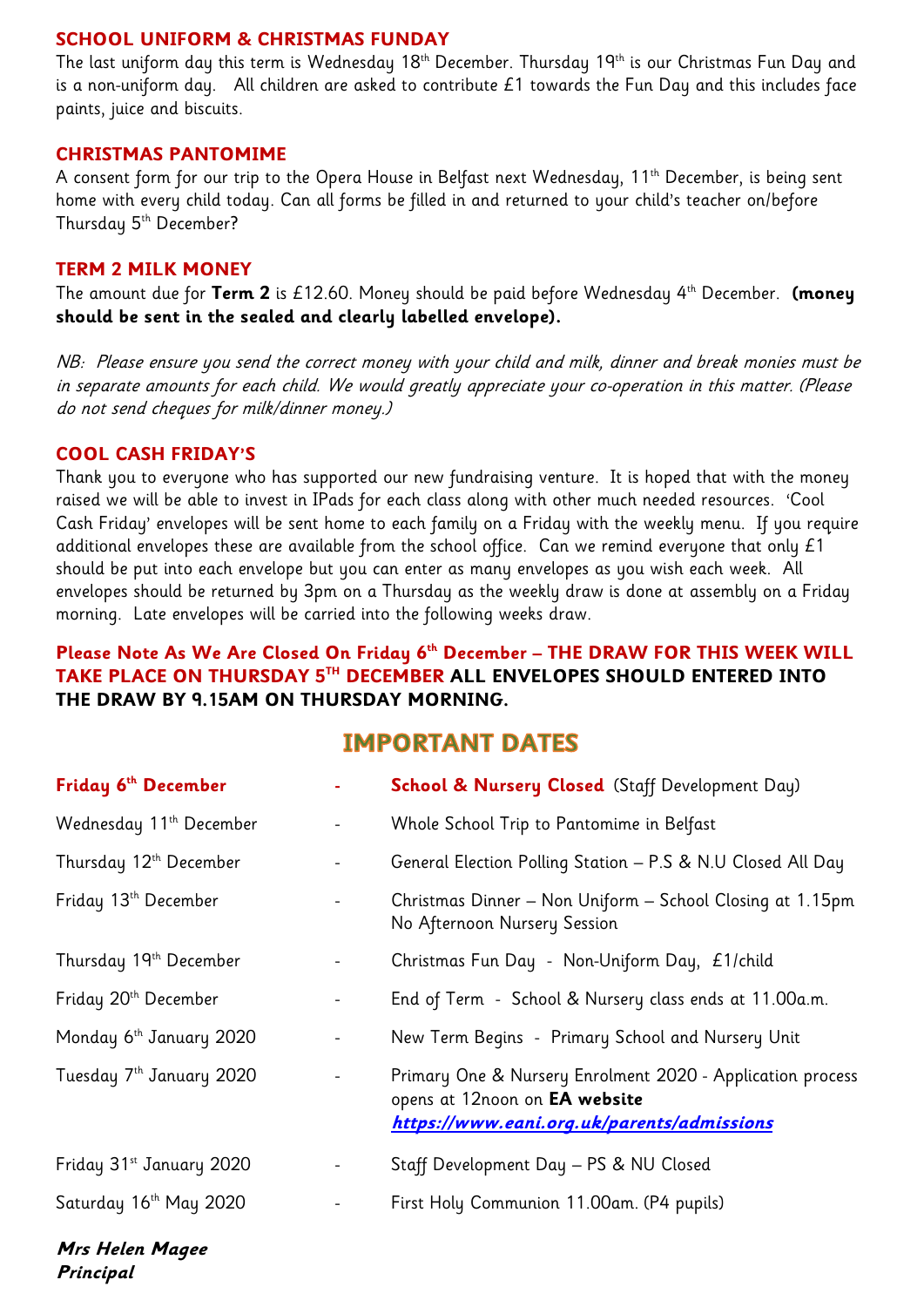## SCHOOL UNIFORM & CHRISTMAS FUNDAY

The last uniform day this term is Wednesday 18th December. Thursday 19th is our Christmas Fun Day and is a non-uniform day. All children are asked to contribute £1 towards the Fun Day and this includes face paints, juice and biscuits.

## CHRISTMAS PANTOMIME

A consent form for our trip to the Opera House in Belfast next Wednesday, 11th December, is being sent home with every child today. Can all forms be filled in and returned to your child's teacher on/before Thursday 5th December?

## TERM 2 MILK MONEY

The amount due for **Term 2** is £12.60. Money should be paid before Wednesday 4th December. **(money should be sent in the sealed and clearly labelled envelope).**

*NB: Please ensure you send the correct money with your child and milk, dinner and break monies must be in separate amounts for each child. We would greatly appreciate your co-operation in this matter. (Please do not send cheques for milk/dinner money.)*

## COOL CASH FRIDAY'S

Thank you to everyone who has supported our new fundraising venture. It is hoped that with the money raised we will be able to invest in IPads for each class along with other much needed resources. 'Cool Cash Friday' envelopes will be sent home to each family on a Friday with the weekly menu. If you require additional envelopes these are available from the school office. Can we remind everyone that only £1 should be put into each envelope but you can enter as many envelopes as you wish each week. All envelopes should be returned by 3pm on a Thursday as the weekly draw is done at assembly on a Friday morning. Late envelopes will be carried into the following weeks draw.

**Please Note As We Are Closed On Friday 6th December – THE DRAW FOR THIS WEEK WILL TAKE PLACE ON THURSDAY 5TH DECEMBER ALL ENVELOPES SHOULD ENTERED INTO THE DRAW BY 9.15AM ON THURSDAY MORNING.**

## IMPORTANT DATES

| | | |
|---|---|---|
| **Friday 6th December** | - | **School & Nursery Closed** (Staff Development Day) |
| Wednesday 11th December | - | Whole School Trip to Pantomime in Belfast |
| Thursday 12th December | - | General Election Polling Station – P.S & N.U Closed All Day |
| Friday 13th December | - | Christmas Dinner – Non Uniform – School Closing at 1.15pm No Afternoon Nursery Session |
| Thursday 19th December | - | Christmas Fun Day - Non-Uniform Day, £1/child |
| Friday 20th December | - | End of Term - School & Nursery class ends at 11.00a.m. |
| Monday 6th January 2020 | - | New Term Begins - Primary School and Nursery Unit |
| Tuesday 7th January 2020 | - | Primary One & Nursery Enrolment 2020 - Application process opens at 12noon on **EA website** ***https://www.eani.org.uk/parents/admissions*** |
| Friday 31st January 2020 | - | Staff Development Day – PS & NU Closed |
| Saturday 16th May 2020 | - | First Holy Communion 11.00am. (P4 pupils) |

***Mrs Helen Magee***
***Principal***